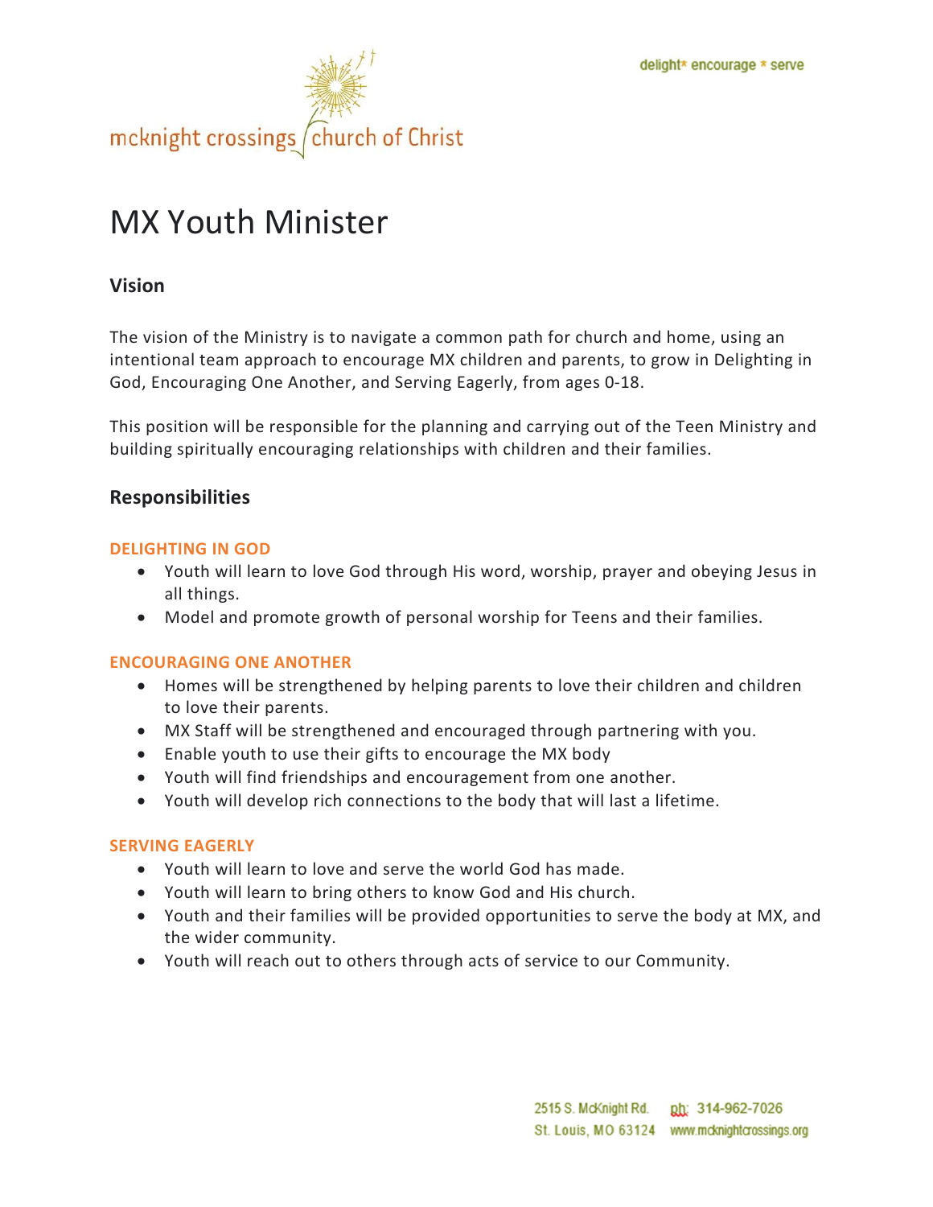mcknight crossings church of Christ

delight* encourage * serve

# MX Youth Minister

## Vision

The vision of the Ministry is to navigate a common path for church and home, using an intentional team approach to encourage MX children and parents, to grow in Delighting in God, Encouraging One Another, and Serving Eagerly, from ages 0-18.

This position will be responsible for the planning and carrying out of the Teen Ministry and building spiritually encouraging relationships with children and their families.

## Responsibilities

### DELIGHTING IN GOD

- Youth will learn to love God through His word, worship, prayer and obeying Jesus in all things.
- Model and promote growth of personal worship for Teens and their families.

### ENCOURAGING ONE ANOTHER

- Homes will be strengthened by helping parents to love their children and children to love their parents.
- MX Staff will be strengthened and encouraged through partnering with you.
- Enable youth to use their gifts to encourage the MX body
- Youth will find friendships and encouragement from one another.
- Youth will develop rich connections to the body that will last a lifetime.

### SERVING EAGERLY

- Youth will learn to love and serve the world God has made.
- Youth will learn to bring others to know God and His church.
- Youth and their families will be provided opportunities to serve the body at MX, and the wider community.
- Youth will reach out to others through acts of service to our Community.

2515 S. McKnight Rd. St. Louis, MO 63124 ph: 314-962-7026 www.mcknightcrossings.org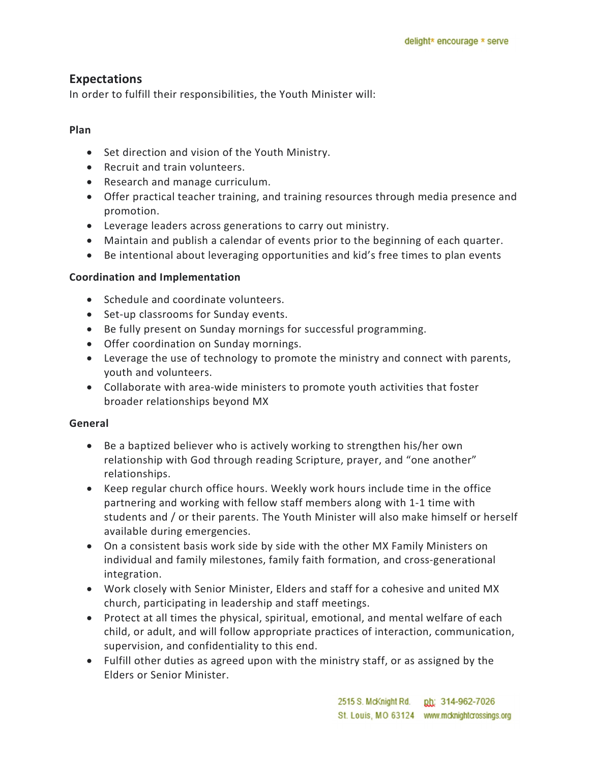## Expectations

In order to fulfill their responsibilities, the Youth Minister will:

**Plan**

- Set direction and vision of the Youth Ministry.
- Recruit and train volunteers.
- Research and manage curriculum.
- Offer practical teacher training, and training resources through media presence and promotion.
- Leverage leaders across generations to carry out ministry.
- Maintain and publish a calendar of events prior to the beginning of each quarter.
- Be intentional about leveraging opportunities and kid's free times to plan events

**Coordination and Implementation**

- Schedule and coordinate volunteers.
- Set-up classrooms for Sunday events.
- Be fully present on Sunday mornings for successful programming.
- Offer coordination on Sunday mornings.
- Leverage the use of technology to promote the ministry and connect with parents, youth and volunteers.
- Collaborate with area-wide ministers to promote youth activities that foster broader relationships beyond MX

**General**

- Be a baptized believer who is actively working to strengthen his/her own relationship with God through reading Scripture, prayer, and "one another" relationships.
- Keep regular church office hours. Weekly work hours include time in the office partnering and working with fellow staff members along with 1-1 time with students and / or their parents. The Youth Minister will also make himself or herself available during emergencies.
- On a consistent basis work side by side with the other MX Family Ministers on individual and family milestones, family faith formation, and cross-generational integration.
- Work closely with Senior Minister, Elders and staff for a cohesive and united MX church, participating in leadership and staff meetings.
- Protect at all times the physical, spiritual, emotional, and mental welfare of each child, or adult, and will follow appropriate practices of interaction, communication, supervision, and confidentiality to this end.
- Fulfill other duties as agreed upon with the ministry staff, or as assigned by the Elders or Senior Minister.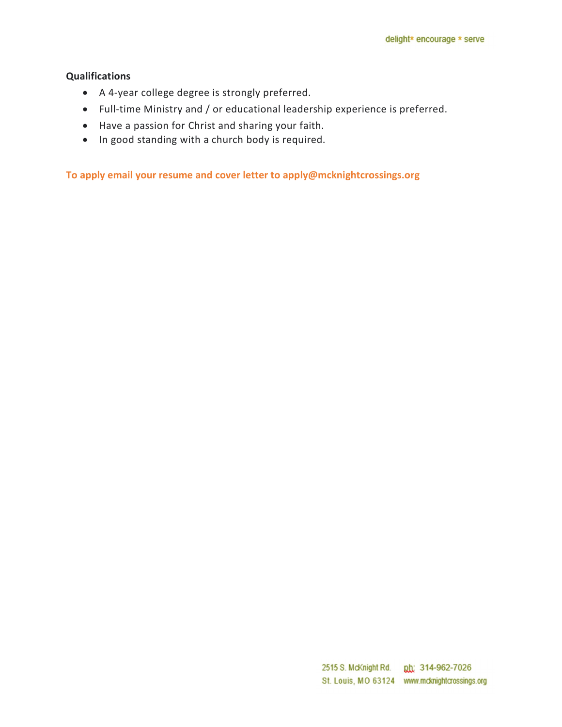**Qualifications**

- A 4-year college degree is strongly preferred.
- Full-time Ministry and / or educational leadership experience is preferred.
- Have a passion for Christ and sharing your faith.
- In good standing with a church body is required.

**To apply email your resume and cover letter to apply@mcknightcrossings.org**